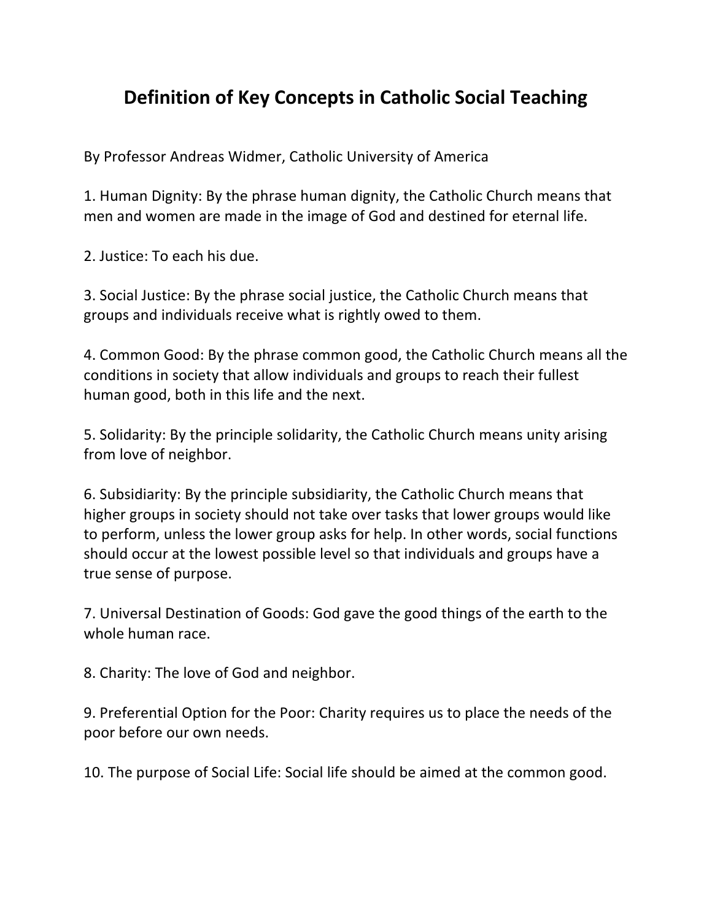# Definition of Key Concepts in Catholic Social Teaching

By Professor Andreas Widmer, Catholic University of America

1. Human Dignity: By the phrase human dignity, the Catholic Church means that men and women are made in the image of God and destined for eternal life.

2. Justice: To each his due.

3. Social Justice: By the phrase social justice, the Catholic Church means that groups and individuals receive what is rightly owed to them.

4. Common Good: By the phrase common good, the Catholic Church means all the conditions in society that allow individuals and groups to reach their fullest human good, both in this life and the next.

5. Solidarity: By the principle solidarity, the Catholic Church means unity arising from love of neighbor.

6. Subsidiarity: By the principle subsidiarity, the Catholic Church means that higher groups in society should not take over tasks that lower groups would like to perform, unless the lower group asks for help. In other words, social functions should occur at the lowest possible level so that individuals and groups have a true sense of purpose.

7. Universal Destination of Goods: God gave the good things of the earth to the whole human race.

8. Charity: The love of God and neighbor.

9. Preferential Option for the Poor: Charity requires us to place the needs of the poor before our own needs.

10. The purpose of Social Life: Social life should be aimed at the common good.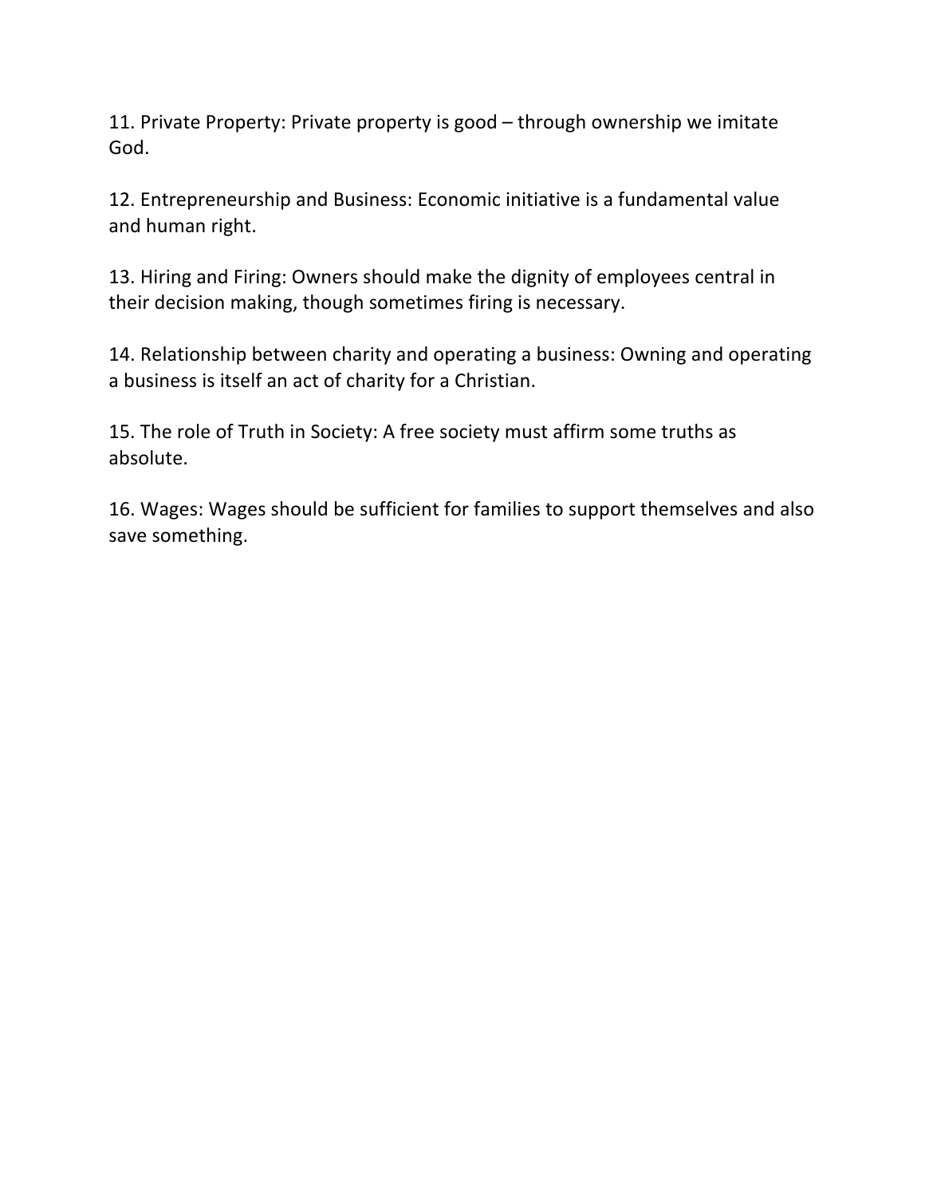11. Private Property: Private property is good – through ownership we imitate God.

12. Entrepreneurship and Business: Economic initiative is a fundamental value and human right.

13. Hiring and Firing: Owners should make the dignity of employees central in their decision making, though sometimes firing is necessary.

14. Relationship between charity and operating a business: Owning and operating a business is itself an act of charity for a Christian.

15. The role of Truth in Society: A free society must affirm some truths as absolute.

16. Wages: Wages should be sufficient for families to support themselves and also save something.